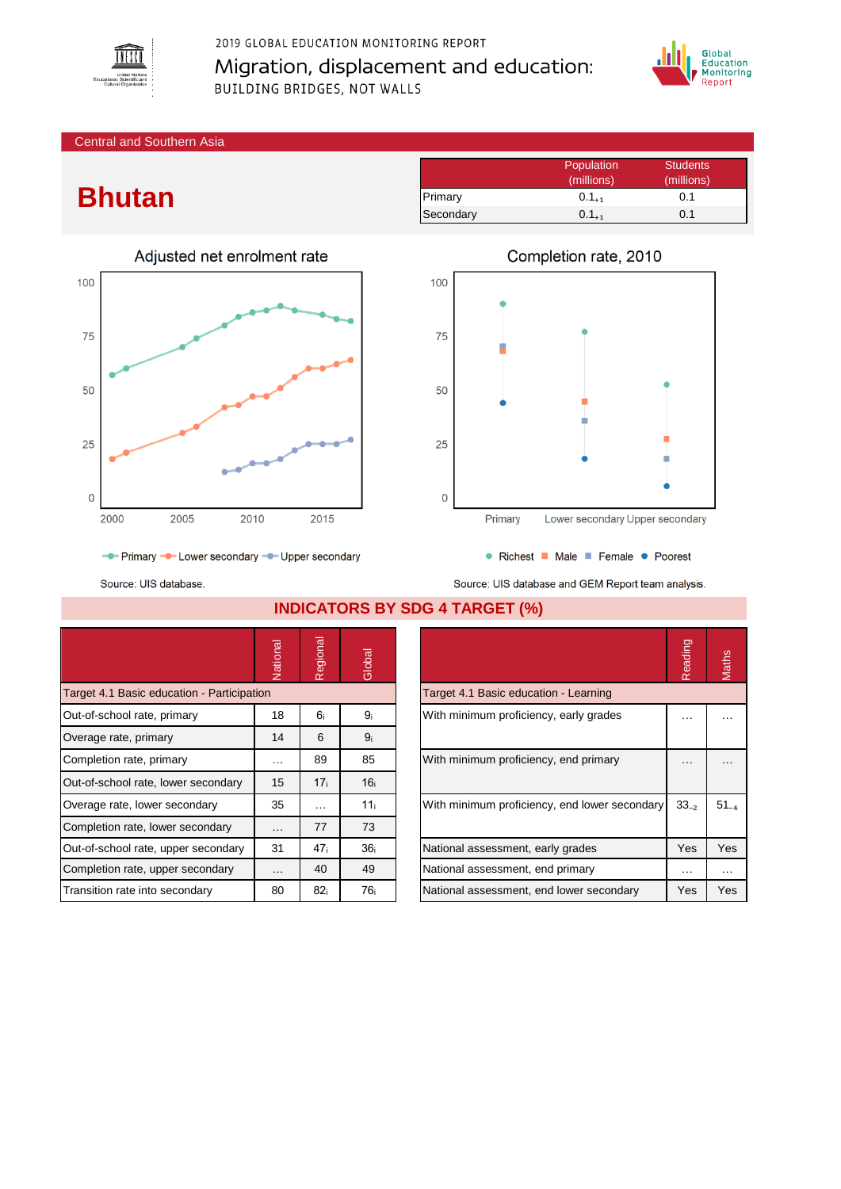2019 GLOBAL EDUCATION MONITORING REPORT

# Migration, displacement and education: BUILDING BRIDGES, NOT WALLS

Central and Southern Asia

# Bhutan

| | Population (millions) | Students (millions) |
|---|---|---|
| Primary | $0.1_{+1}$ | 0.1 |
| Secondary | $0.1_{+1}$ | 0.1 |

## Adjusted net enrolment rate

Primary, Lower secondary, Upper secondary

Source: UIS database.

## Completion rate, 2010

Richest, Male, Female, Poorest

Source: UIS database and GEM Report team analysis.

## INDICATORS BY SDG 4 TARGET (%)

| | National | Regional | Global |
|---|---|---|---|
| **Target 4.1 Basic education - Participation** | | | |
| Out-of-school rate, primary | 18 | $6_i$ | $9_i$ |
| Overage rate, primary | 14 | 6 | $9_i$ |
| Completion rate, primary | … | 89 | 85 |
| Out-of-school rate, lower secondary | 15 | $17_i$ | $16_i$ |
| Overage rate, lower secondary | 35 | … | $11_i$ |
| Completion rate, lower secondary | … | 77 | 73 |
| Out-of-school rate, upper secondary | 31 | $47_i$ | $36_i$ |
| Completion rate, upper secondary | … | 40 | 49 |
| Transition rate into secondary | 80 | $82_i$ | $76_i$ |

| | Reading | Maths |
|---|---|---|
| **Target 4.1 Basic education - Learning** | | |
| With minimum proficiency, early grades | … | … |
| With minimum proficiency, end primary | … | … |
| With minimum proficiency, end lower secondary | $33_{-2}$ | $51_{-4}$ |
| National assessment, early grades | Yes | Yes |
| National assessment, end primary | … | … |
| National assessment, end lower secondary | Yes | Yes |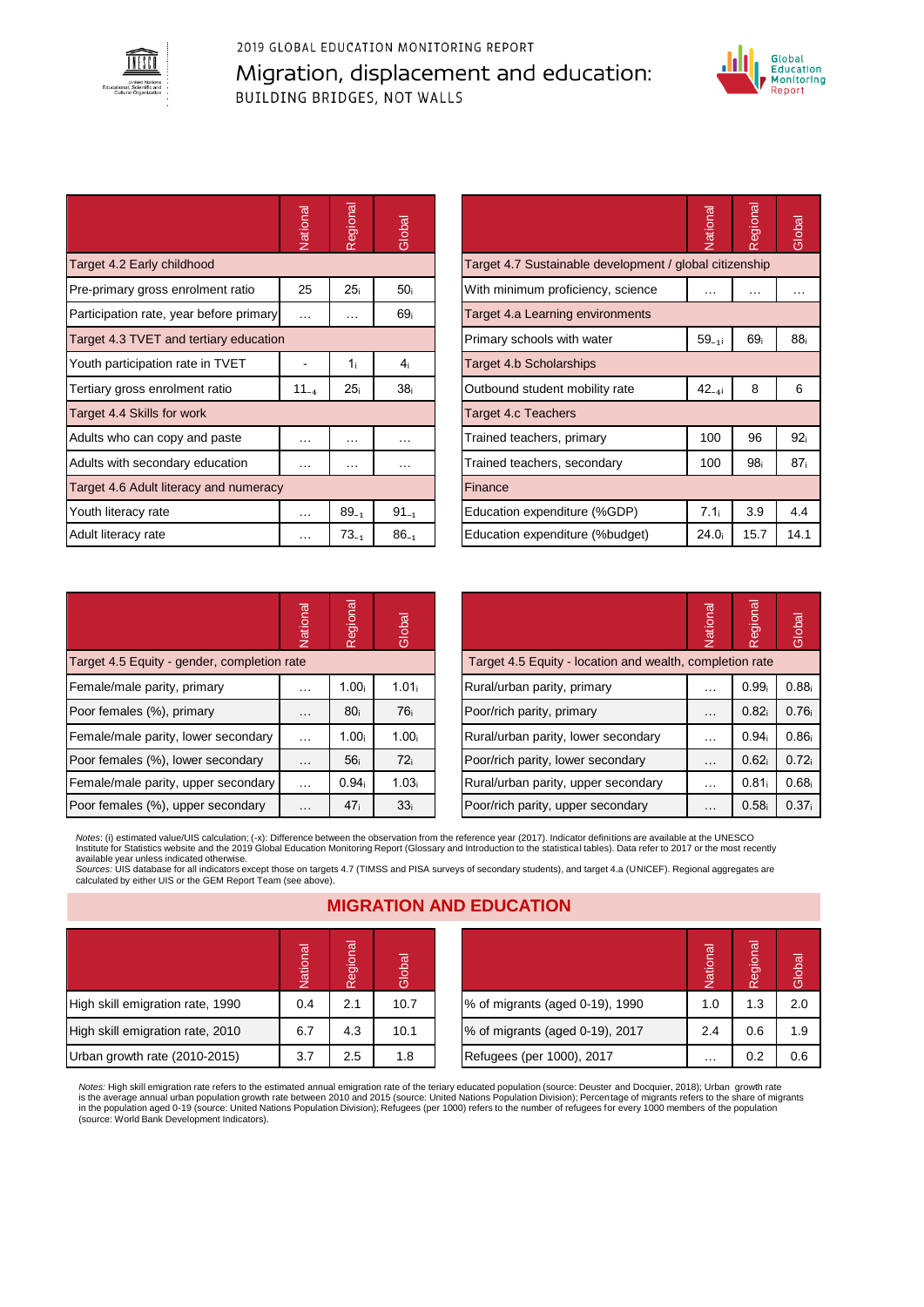| | National | Regional | Global |
|---|---|---|---|
| Target 4.2 Early childhood | | | |
| Pre-primary gross enrolment ratio | 25 | $25_i$ | $50_i$ |
| Participation rate, year before primary | … | … | $69_i$ |
| Target 4.3 TVET and tertiary education | | | |
| Youth participation rate in TVET | - | $1_i$ | $4_i$ |
| Tertiary gross enrolment ratio | $11_{-4}$ | $25_i$ | $38_i$ |
| Target 4.4 Skills for work | | | |
| Adults who can copy and paste | … | … | … |
| Adults with secondary education | … | … | … |
| Target 4.6 Adult literacy and numeracy | | | |
| Youth literacy rate | … | $89_{-1}$ | $91_{-1}$ |
| Adult literacy rate | … | $73_{-1}$ | $86_{-1}$ |

| | National | Regional | Global |
|---|---|---|---|
| Target 4.7 Sustainable development / global citizenship | | | |
| With minimum proficiency, science | … | … | … |
| Target 4.a Learning environments | | | |
| Primary schools with water | $59_{-1i}$ | $69_i$ | $88_i$ |
| Target 4.b Scholarships | | | |
| Outbound student mobility rate | $42_{-4i}$ | 8 | 6 |
| Target 4.c Teachers | | | |
| Trained teachers, primary | 100 | 96 | $92_i$ |
| Trained teachers, secondary | 100 | $98_i$ | $87_i$ |
| Finance | | | |
| Education expenditure (%GDP) | $7.1_i$ | 3.9 | 4.4 |
| Education expenditure (%budget) | $24.0_i$ | 15.7 | 14.1 |

| | National | Regional | Global |
|---|---|---|---|
| Target 4.5 Equity - gender, completion rate | | | |
| Female/male parity, primary | … | $1.00_i$ | $1.01_i$ |
| Poor females (%), primary | … | $80_i$ | $76_i$ |
| Female/male parity, lower secondary | … | $1.00_i$ | $1.00_i$ |
| Poor females (%), lower secondary | … | $56_i$ | $72_i$ |
| Female/male parity, upper secondary | … | $0.94_i$ | $1.03_i$ |
| Poor females (%), upper secondary | … | $47_i$ | $33_i$ |

| | National | Regional | Global |
|---|---|---|---|
| Target 4.5 Equity - location and wealth, completion rate | | | |
| Rural/urban parity, primary | … | $0.99_i$ | $0.88_i$ |
| Poor/rich parity, primary | … | $0.82_i$ | $0.76_i$ |
| Rural/urban parity, lower secondary | … | $0.94_i$ | $0.86_i$ |
| Poor/rich parity, lower secondary | … | $0.62_i$ | $0.72_i$ |
| Rural/urban parity, upper secondary | … | $0.81_i$ | $0.68_i$ |
| Poor/rich parity, upper secondary | … | $0.58_i$ | $0.37_i$ |

*Notes*: (i) estimated value/UIS calculation; (-x): Difference between the observation from the reference year (2017). Indicator definitions are available at the UNESCO Institute for Statistics website and the 2019 Global Education Monitoring Report (Glossary and Introduction to the statistical tables). Data refer to 2017 or the most recently available year unless indicated otherwise.
*Sources*: UIS database for all indicators except those on targets 4.7 (TIMSS and PISA surveys of secondary students), and target 4.a (UNICEF). Regional aggregates are calculated by either UIS or the GEM Report Team (see above).

## MIGRATION AND EDUCATION

| | National | Regional | Global |
|---|---|---|---|
| High skill emigration rate, 1990 | 0.4 | 2.1 | 10.7 |
| High skill emigration rate, 2010 | 6.7 | 4.3 | 10.1 |
| Urban growth rate (2010-2015) | 3.7 | 2.5 | 1.8 |

| | National | Regional | Global |
|---|---|---|---|
| % of migrants (aged 0-19), 1990 | 1.0 | 1.3 | 2.0 |
| % of migrants (aged 0-19), 2017 | 2.4 | 0.6 | 1.9 |
| Refugees (per 1000), 2017 | … | 0.2 | 0.6 |

*Notes:* High skill emigration rate refers to the estimated annual emigration rate of the teriary educated population (source: Deuster and Docquier, 2018); Urban growth rate is the average annual urban population growth rate between 2010 and 2015 (source: United Nations Population Division); Percentage of migrants refers to the share of migrants in the population aged 0-19 (source: United Nations Population Division); Refugees (per 1000) refers to the number of refugees for every 1000 members of the population (source: World Bank Development Indicators).